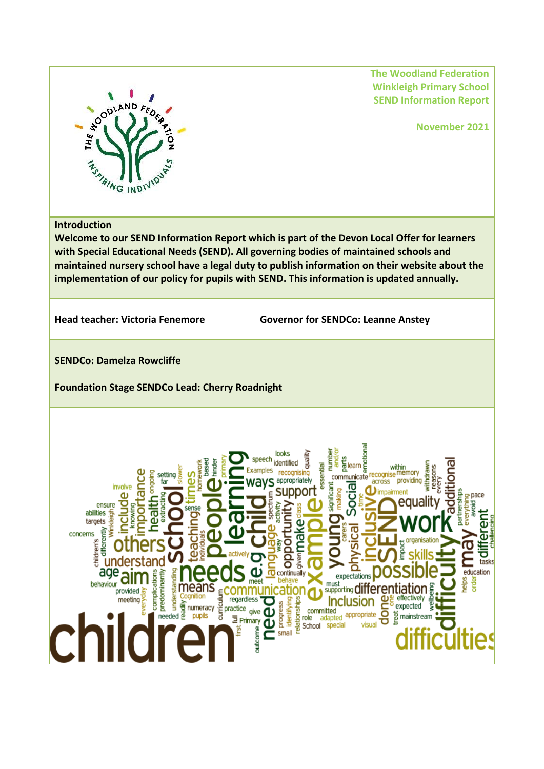**The Woodland Federation**
**Winkleigh Primary School**
**SEND Information Report**

**November 2021**

## Introduction

**Welcome to our SEND Information Report which is part of the Devon Local Offer for learners with Special Educational Needs (SEND). All governing bodies of maintained schools and maintained nursery school have a legal duty to publish information on their website about the implementation of our policy for pupils with SEND. This information is updated annually.**

| **Head teacher: Victoria Fenemore** | **Governor for SENDCo: Leanne Anstey** |
|---|---|

**SENDCo: Damelza Rowcliffe**

**Foundation Stage SENDCo Lead: Cherry Roadnight**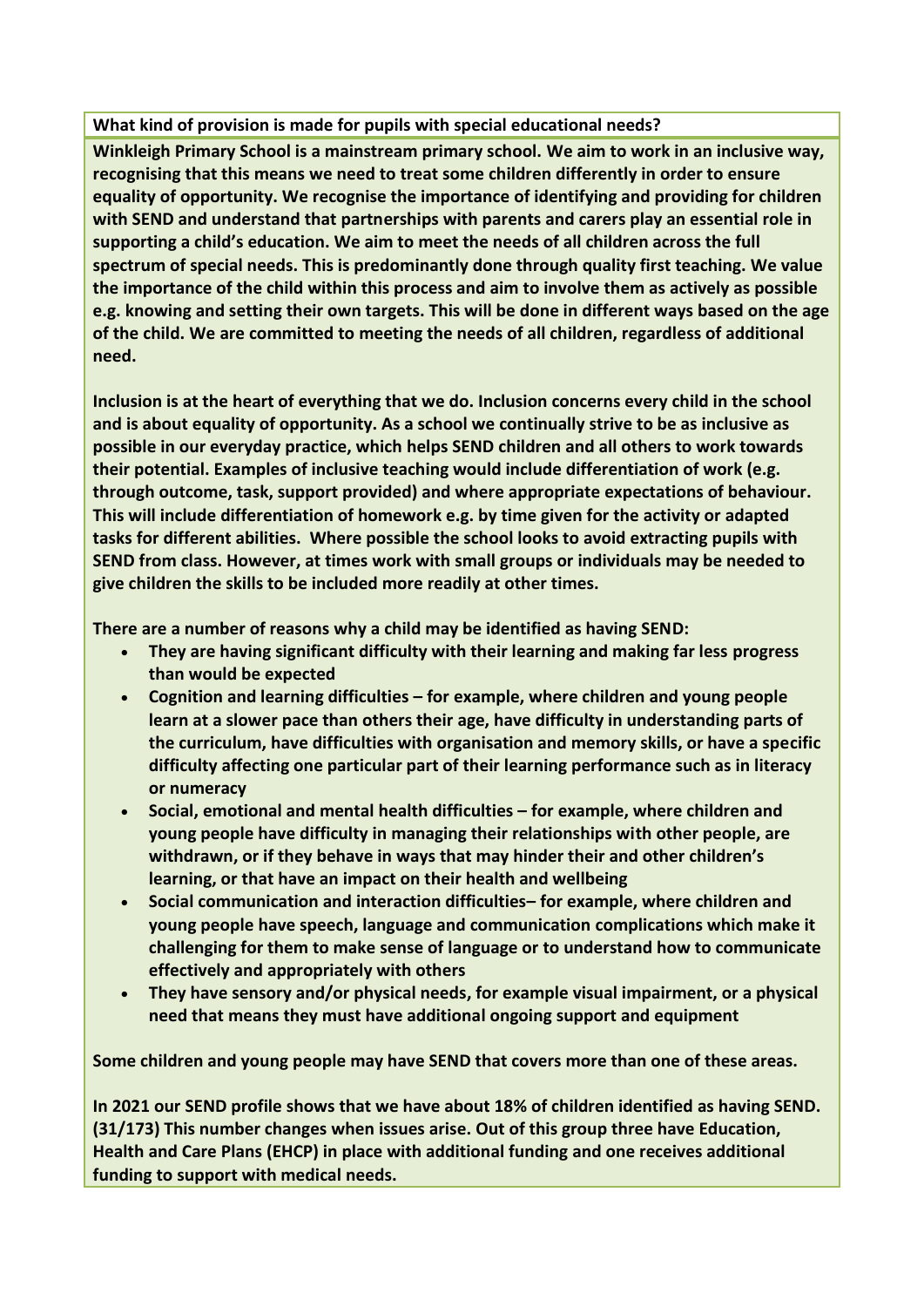**What kind of provision is made for pupils with special educational needs?**

**Winkleigh Primary School is a mainstream primary school. We aim to work in an inclusive way, recognising that this means we need to treat some children differently in order to ensure equality of opportunity. We recognise the importance of identifying and providing for children with SEND and understand that partnerships with parents and carers play an essential role in supporting a child's education. We aim to meet the needs of all children across the full spectrum of special needs. This is predominantly done through quality first teaching. We value the importance of the child within this process and aim to involve them as actively as possible e.g. knowing and setting their own targets. This will be done in different ways based on the age of the child. We are committed to meeting the needs of all children, regardless of additional need.**

**Inclusion is at the heart of everything that we do. Inclusion concerns every child in the school and is about equality of opportunity. As a school we continually strive to be as inclusive as possible in our everyday practice, which helps SEND children and all others to work towards their potential. Examples of inclusive teaching would include differentiation of work (e.g. through outcome, task, support provided) and where appropriate expectations of behaviour. This will include differentiation of homework e.g. by time given for the activity or adapted tasks for different abilities. Where possible the school looks to avoid extracting pupils with SEND from class. However, at times work with small groups or individuals may be needed to give children the skills to be included more readily at other times.**

**There are a number of reasons why a child may be identified as having SEND:**

- **They are having significant difficulty with their learning and making far less progress than would be expected**
- **Cognition and learning difficulties – for example, where children and young people learn at a slower pace than others their age, have difficulty in understanding parts of the curriculum, have difficulties with organisation and memory skills, or have a specific difficulty affecting one particular part of their learning performance such as in literacy or numeracy**
- **Social, emotional and mental health difficulties – for example, where children and young people have difficulty in managing their relationships with other people, are withdrawn, or if they behave in ways that may hinder their and other children's learning, or that have an impact on their health and wellbeing**
- **Social communication and interaction difficulties– for example, where children and young people have speech, language and communication complications which make it challenging for them to make sense of language or to understand how to communicate effectively and appropriately with others**
- **They have sensory and/or physical needs, for example visual impairment, or a physical need that means they must have additional ongoing support and equipment**

**Some children and young people may have SEND that covers more than one of these areas.**

**In 2021 our SEND profile shows that we have about 18% of children identified as having SEND. (31/173) This number changes when issues arise. Out of this group three have Education, Health and Care Plans (EHCP) in place with additional funding and one receives additional funding to support with medical needs.**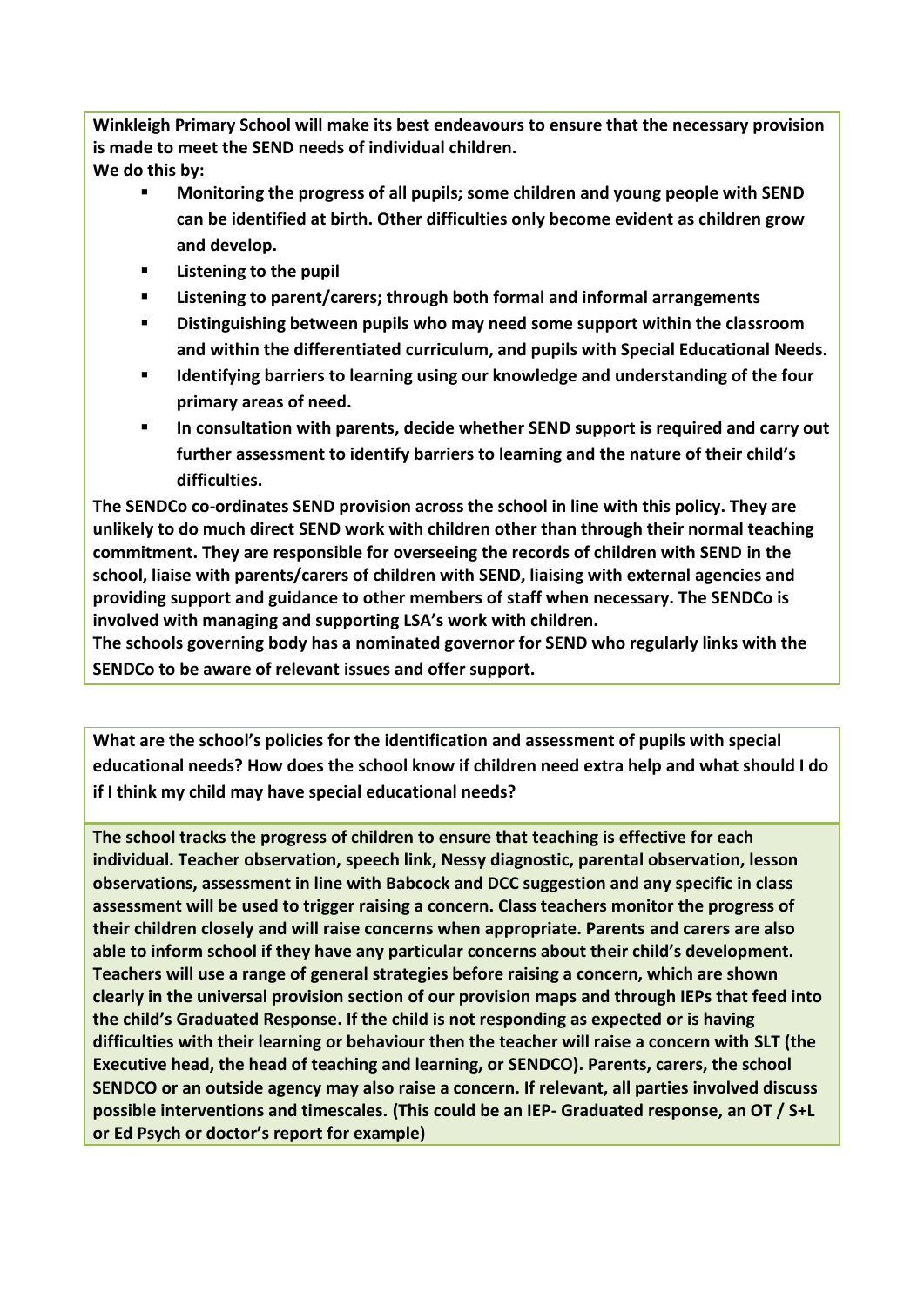**Winkleigh Primary School will make its best endeavours to ensure that the necessary provision is made to meet the SEND needs of individual children.**
**We do this by:**

- **Monitoring the progress of all pupils; some children and young people with SEND can be identified at birth. Other difficulties only become evident as children grow and develop.**
- **Listening to the pupil**
- **Listening to parent/carers; through both formal and informal arrangements**
- **Distinguishing between pupils who may need some support within the classroom and within the differentiated curriculum, and pupils with Special Educational Needs.**
- **Identifying barriers to learning using our knowledge and understanding of the four primary areas of need.**
- **In consultation with parents, decide whether SEND support is required and carry out further assessment to identify barriers to learning and the nature of their child's difficulties.**

**The SENDCo co-ordinates SEND provision across the school in line with this policy. They are unlikely to do much direct SEND work with children other than through their normal teaching commitment. They are responsible for overseeing the records of children with SEND in the school, liaise with parents/carers of children with SEND, liaising with external agencies and providing support and guidance to other members of staff when necessary. The SENDCo is involved with managing and supporting LSA's work with children.**
**The schools governing body has a nominated governor for SEND who regularly links with the SENDCo to be aware of relevant issues and offer support.**

**What are the school's policies for the identification and assessment of pupils with special educational needs? How does the school know if children need extra help and what should I do if I think my child may have special educational needs?**

**The school tracks the progress of children to ensure that teaching is effective for each individual. Teacher observation, speech link, Nessy diagnostic, parental observation, lesson observations, assessment in line with Babcock and DCC suggestion and any specific in class assessment will be used to trigger raising a concern. Class teachers monitor the progress of their children closely and will raise concerns when appropriate. Parents and carers are also able to inform school if they have any particular concerns about their child's development. Teachers will use a range of general strategies before raising a concern, which are shown clearly in the universal provision section of our provision maps and through IEPs that feed into the child's Graduated Response. If the child is not responding as expected or is having difficulties with their learning or behaviour then the teacher will raise a concern with SLT (the Executive head, the head of teaching and learning, or SENDCO). Parents, carers, the school SENDCO or an outside agency may also raise a concern. If relevant, all parties involved discuss possible interventions and timescales. (This could be an IEP- Graduated response, an OT / S+L or Ed Psych or doctor's report for example)**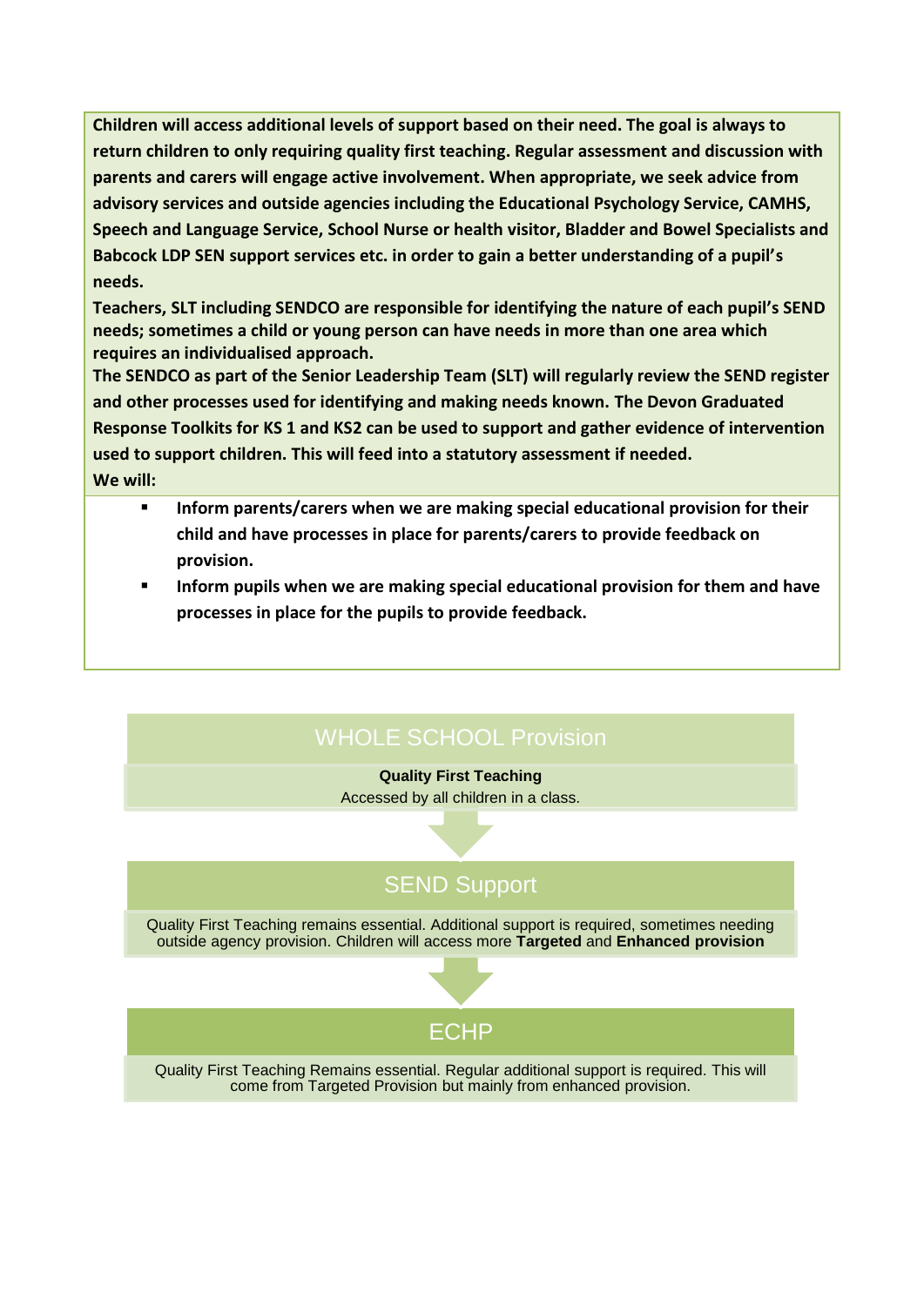**Children will access additional levels of support based on their need. The goal is always to return children to only requiring quality first teaching. Regular assessment and discussion with parents and carers will engage active involvement. When appropriate, we seek advice from advisory services and outside agencies including the Educational Psychology Service, CAMHS, Speech and Language Service, School Nurse or health visitor, Bladder and Bowel Specialists and Babcock LDP SEN support services etc. in order to gain a better understanding of a pupil's needs.**

**Teachers, SLT including SENDCO are responsible for identifying the nature of each pupil's SEND needs; sometimes a child or young person can have needs in more than one area which requires an individualised approach.**

**The SENDCO as part of the Senior Leadership Team (SLT) will regularly review the SEND register and other processes used for identifying and making needs known. The Devon Graduated Response Toolkits for KS 1 and KS2 can be used to support and gather evidence of intervention used to support children. This will feed into a statutory assessment if needed.**

**We will:**

- **Inform parents/carers when we are making special educational provision for their child and have processes in place for parents/carers to provide feedback on provision.**
- **Inform pupils when we are making special educational provision for them and have processes in place for the pupils to provide feedback.**

## WHOLE SCHOOL Provision

**Quality First Teaching**
Accessed by all children in a class.

## SEND Support

Quality First Teaching remains essential. Additional support is required, sometimes needing outside agency provision. Children will access more **Targeted** and **Enhanced provision**

## ECHP

Quality First Teaching Remains essential. Regular additional support is required. This will come from Targeted Provision but mainly from enhanced provision.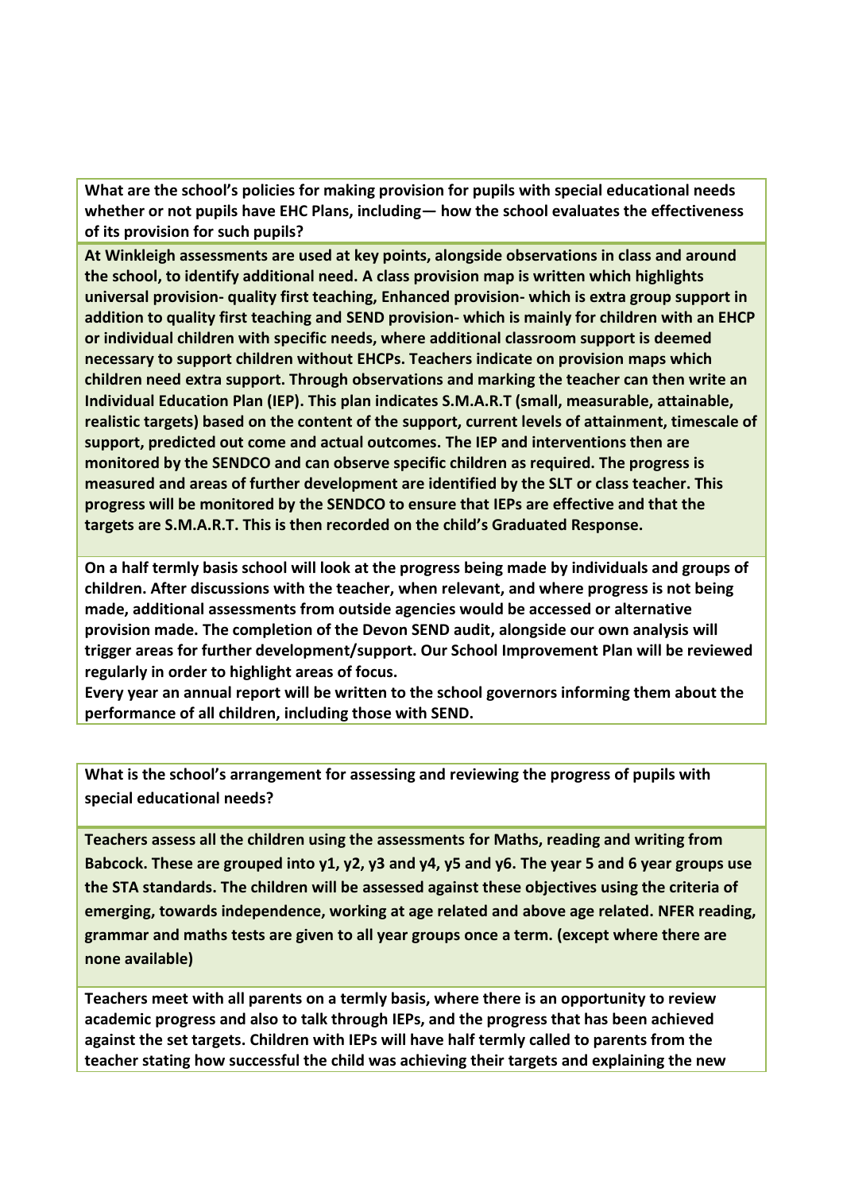**What are the school's policies for making provision for pupils with special educational needs whether or not pupils have EHC Plans, including— how the school evaluates the effectiveness of its provision for such pupils?**

**At Winkleigh assessments are used at key points, alongside observations in class and around the school, to identify additional need. A class provision map is written which highlights universal provision- quality first teaching, Enhanced provision- which is extra group support in addition to quality first teaching and SEND provision- which is mainly for children with an EHCP or individual children with specific needs, where additional classroom support is deemed necessary to support children without EHCPs. Teachers indicate on provision maps which children need extra support. Through observations and marking the teacher can then write an Individual Education Plan (IEP). This plan indicates S.M.A.R.T (small, measurable, attainable, realistic targets) based on the content of the support, current levels of attainment, timescale of support, predicted out come and actual outcomes. The IEP and interventions then are monitored by the SENDCO and can observe specific children as required. The progress is measured and areas of further development are identified by the SLT or class teacher. This progress will be monitored by the SENDCO to ensure that IEPs are effective and that the targets are S.M.A.R.T. This is then recorded on the child's Graduated Response.**

**On a half termly basis school will look at the progress being made by individuals and groups of children. After discussions with the teacher, when relevant, and where progress is not being made, additional assessments from outside agencies would be accessed or alternative provision made. The completion of the Devon SEND audit, alongside our own analysis will trigger areas for further development/support. Our School Improvement Plan will be reviewed regularly in order to highlight areas of focus.**

**Every year an annual report will be written to the school governors informing them about the performance of all children, including those with SEND.**

**What is the school's arrangement for assessing and reviewing the progress of pupils with special educational needs?**

**Teachers assess all the children using the assessments for Maths, reading and writing from Babcock. These are grouped into y1, y2, y3 and y4, y5 and y6. The year 5 and 6 year groups use the STA standards. The children will be assessed against these objectives using the criteria of emerging, towards independence, working at age related and above age related. NFER reading, grammar and maths tests are given to all year groups once a term. (except where there are none available)**

**Teachers meet with all parents on a termly basis, where there is an opportunity to review academic progress and also to talk through IEPs, and the progress that has been achieved against the set targets. Children with IEPs will have half termly called to parents from the teacher stating how successful the child was achieving their targets and explaining the new**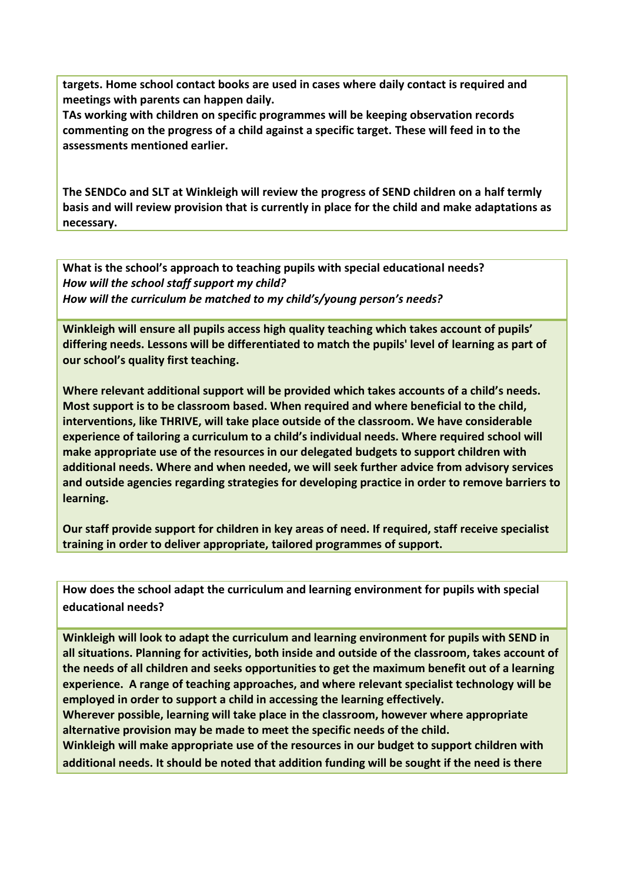**targets. Home school contact books are used in cases where daily contact is required and meetings with parents can happen daily.**
**TAs working with children on specific programmes will be keeping observation records commenting on the progress of a child against a specific target. These will feed in to the assessments mentioned earlier.**

**The SENDCo and SLT at Winkleigh will review the progress of SEND children on a half termly basis and will review provision that is currently in place for the child and make adaptations as necessary.**

**What is the school's approach to teaching pupils with special educational needs?**
***How will the school staff support my child?***
***How will the curriculum be matched to my child's/young person's needs?***

**Winkleigh will ensure all pupils access high quality teaching which takes account of pupils' differing needs. Lessons will be differentiated to match the pupils' level of learning as part of our school's quality first teaching.**

**Where relevant additional support will be provided which takes accounts of a child's needs. Most support is to be classroom based. When required and where beneficial to the child, interventions, like THRIVE, will take place outside of the classroom. We have considerable experience of tailoring a curriculum to a child's individual needs. Where required school will make appropriate use of the resources in our delegated budgets to support children with additional needs. Where and when needed, we will seek further advice from advisory services and outside agencies regarding strategies for developing practice in order to remove barriers to learning.**

**Our staff provide support for children in key areas of need. If required, staff receive specialist training in order to deliver appropriate, tailored programmes of support.**

**How does the school adapt the curriculum and learning environment for pupils with special educational needs?**

**Winkleigh will look to adapt the curriculum and learning environment for pupils with SEND in all situations. Planning for activities, both inside and outside of the classroom, takes account of the needs of all children and seeks opportunities to get the maximum benefit out of a learning experience. A range of teaching approaches, and where relevant specialist technology will be employed in order to support a child in accessing the learning effectively.**
**Wherever possible, learning will take place in the classroom, however where appropriate alternative provision may be made to meet the specific needs of the child.**
**Winkleigh will make appropriate use of the resources in our budget to support children with additional needs. It should be noted that addition funding will be sought if the need is there**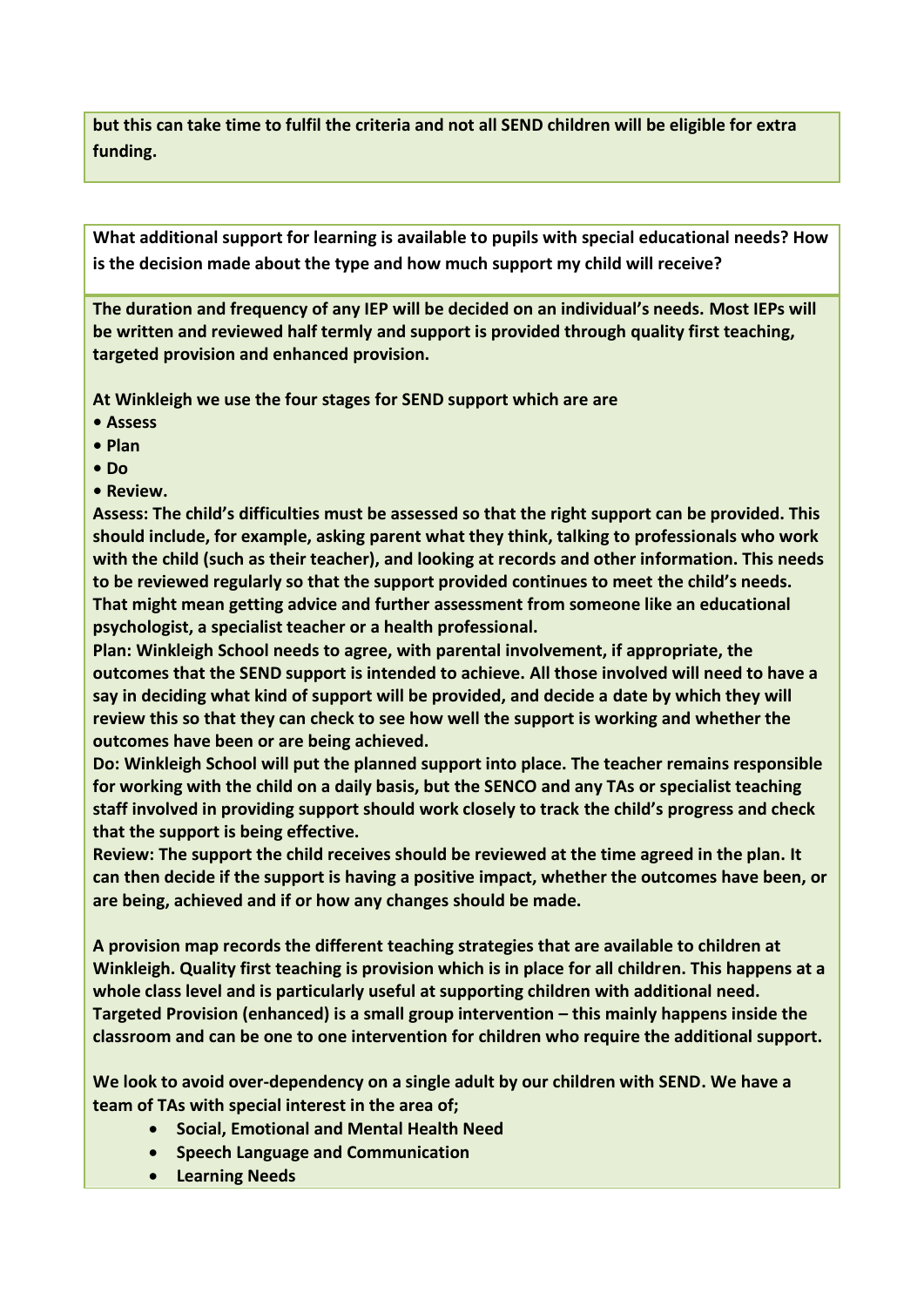**but this can take time to fulfil the criteria and not all SEND children will be eligible for extra funding.**

**What additional support for learning is available to pupils with special educational needs? How is the decision made about the type and how much support my child will receive?**

**The duration and frequency of any IEP will be decided on an individual's needs. Most IEPs will be written and reviewed half termly and support is provided through quality first teaching, targeted provision and enhanced provision.**

**At Winkleigh we use the four stages for SEND support which are are**

- **Assess**
- **Plan**
- **Do**
- **Review.**

**Assess: The child's difficulties must be assessed so that the right support can be provided. This should include, for example, asking parent what they think, talking to professionals who work with the child (such as their teacher), and looking at records and other information. This needs to be reviewed regularly so that the support provided continues to meet the child's needs. That might mean getting advice and further assessment from someone like an educational psychologist, a specialist teacher or a health professional.**

**Plan: Winkleigh School needs to agree, with parental involvement, if appropriate, the outcomes that the SEND support is intended to achieve. All those involved will need to have a say in deciding what kind of support will be provided, and decide a date by which they will review this so that they can check to see how well the support is working and whether the outcomes have been or are being achieved.**

**Do: Winkleigh School will put the planned support into place. The teacher remains responsible for working with the child on a daily basis, but the SENCO and any TAs or specialist teaching staff involved in providing support should work closely to track the child's progress and check that the support is being effective.**

**Review: The support the child receives should be reviewed at the time agreed in the plan. It can then decide if the support is having a positive impact, whether the outcomes have been, or are being, achieved and if or how any changes should be made.**

**A provision map records the different teaching strategies that are available to children at Winkleigh. Quality first teaching is provision which is in place for all children. This happens at a whole class level and is particularly useful at supporting children with additional need. Targeted Provision (enhanced) is a small group intervention – this mainly happens inside the classroom and can be one to one intervention for children who require the additional support.**

**We look to avoid over-dependency on a single adult by our children with SEND. We have a team of TAs with special interest in the area of;**

- **Social, Emotional and Mental Health Need**
- **Speech Language and Communication**
- **Learning Needs**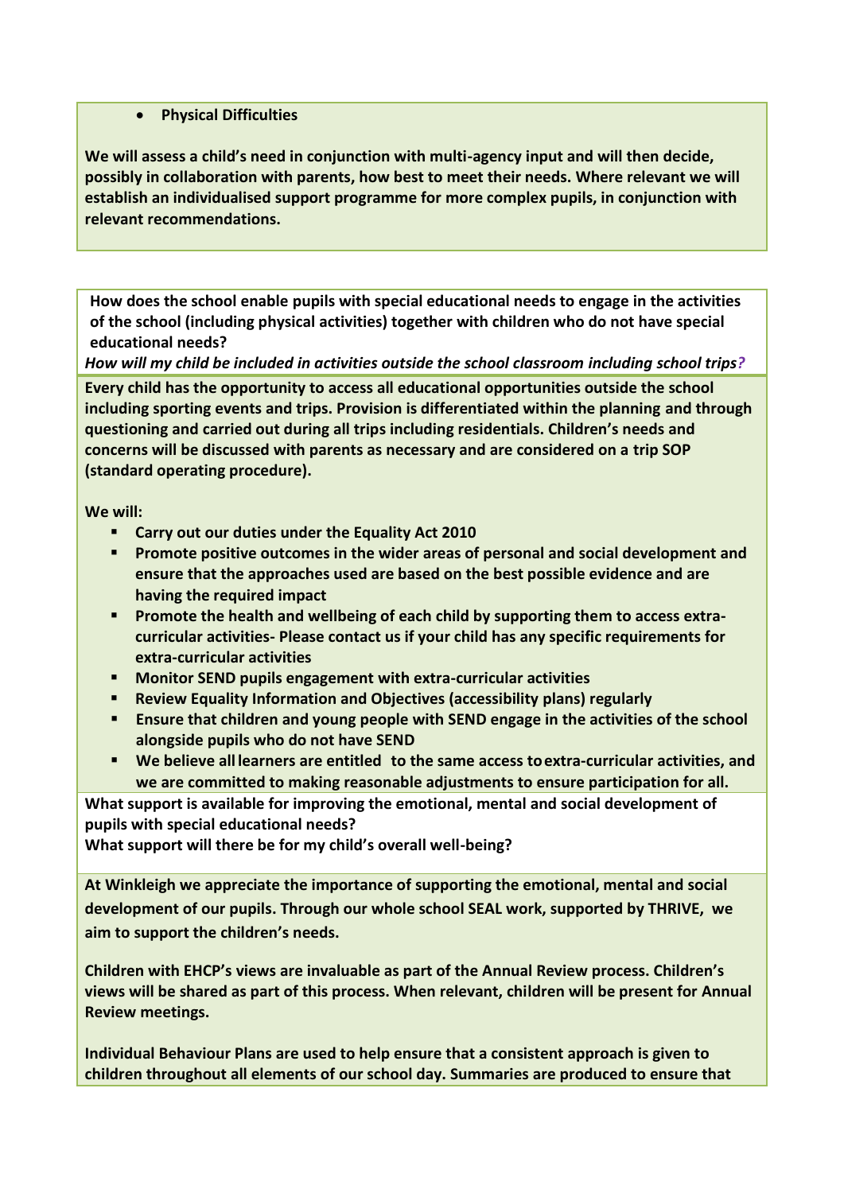- **Physical Difficulties**

**We will assess a child's need in conjunction with multi-agency input and will then decide, possibly in collaboration with parents, how best to meet their needs. Where relevant we will establish an individualised support programme for more complex pupils, in conjunction with relevant recommendations.**

**How does the school enable pupils with special educational needs to engage in the activities of the school (including physical activities) together with children who do not have special educational needs?**

***How will my child be included in activities outside the school classroom including school trips?***

**Every child has the opportunity to access all educational opportunities outside the school including sporting events and trips. Provision is differentiated within the planning and through questioning and carried out during all trips including residentials. Children's needs and concerns will be discussed with parents as necessary and are considered on a trip SOP (standard operating procedure).**

**We will:**

- **Carry out our duties under the Equality Act 2010**
- **Promote positive outcomes in the wider areas of personal and social development and ensure that the approaches used are based on the best possible evidence and are having the required impact**
- **Promote the health and wellbeing of each child by supporting them to access extra-curricular activities- Please contact us if your child has any specific requirements for extra-curricular activities**
- **Monitor SEND pupils engagement with extra-curricular activities**
- **Review Equality Information and Objectives (accessibility plans) regularly**
- **Ensure that children and young people with SEND engage in the activities of the school alongside pupils who do not have SEND**
- **We believe all learners are entitled to the same access to extra-curricular activities, and we are committed to making reasonable adjustments to ensure participation for all.**

**What support is available for improving the emotional, mental and social development of pupils with special educational needs?**

**What support will there be for my child's overall well-being?**

**At Winkleigh we appreciate the importance of supporting the emotional, mental and social development of our pupils. Through our whole school SEAL work, supported by THRIVE, we aim to support the children's needs.**

**Children with EHCP's views are invaluable as part of the Annual Review process. Children's views will be shared as part of this process. When relevant, children will be present for Annual Review meetings.**

**Individual Behaviour Plans are used to help ensure that a consistent approach is given to children throughout all elements of our school day. Summaries are produced to ensure that**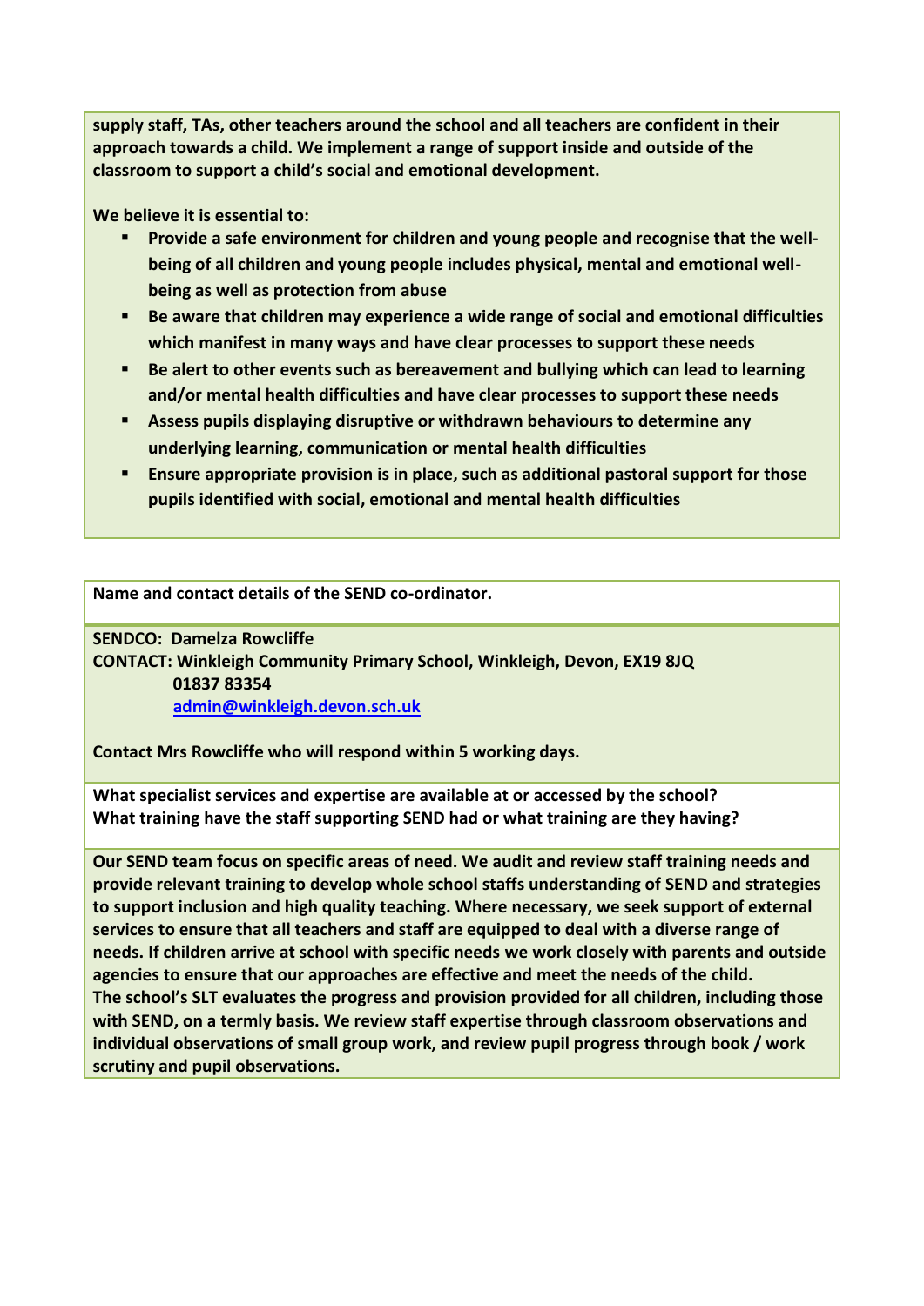**supply staff, TAs, other teachers around the school and all teachers are confident in their approach towards a child. We implement a range of support inside and outside of the classroom to support a child's social and emotional development.**

**We believe it is essential to:**

- **Provide a safe environment for children and young people and recognise that the well-being of all children and young people includes physical, mental and emotional well-being as well as protection from abuse**
- **Be aware that children may experience a wide range of social and emotional difficulties which manifest in many ways and have clear processes to support these needs**
- **Be alert to other events such as bereavement and bullying which can lead to learning and/or mental health difficulties and have clear processes to support these needs**
- **Assess pupils displaying disruptive or withdrawn behaviours to determine any underlying learning, communication or mental health difficulties**
- **Ensure appropriate provision is in place, such as additional pastoral support for those pupils identified with social, emotional and mental health difficulties**

**Name and contact details of the SEND co-ordinator.**

**SENDCO: Damelza Rowcliffe**
**CONTACT: Winkleigh Community Primary School, Winkleigh, Devon, EX19 8JQ**
**01837 83354**
**[admin@winkleigh.devon.sch.uk](mailto:admin@winkleigh.devon.sch.uk)**

**Contact Mrs Rowcliffe who will respond within 5 working days.**

**What specialist services and expertise are available at or accessed by the school?**
**What training have the staff supporting SEND had or what training are they having?**

**Our SEND team focus on specific areas of need. We audit and review staff training needs and provide relevant training to develop whole school staffs understanding of SEND and strategies to support inclusion and high quality teaching. Where necessary, we seek support of external services to ensure that all teachers and staff are equipped to deal with a diverse range of needs. If children arrive at school with specific needs we work closely with parents and outside agencies to ensure that our approaches are effective and meet the needs of the child.**
**The school's SLT evaluates the progress and provision provided for all children, including those with SEND, on a termly basis. We review staff expertise through classroom observations and individual observations of small group work, and review pupil progress through book / work scrutiny and pupil observations.**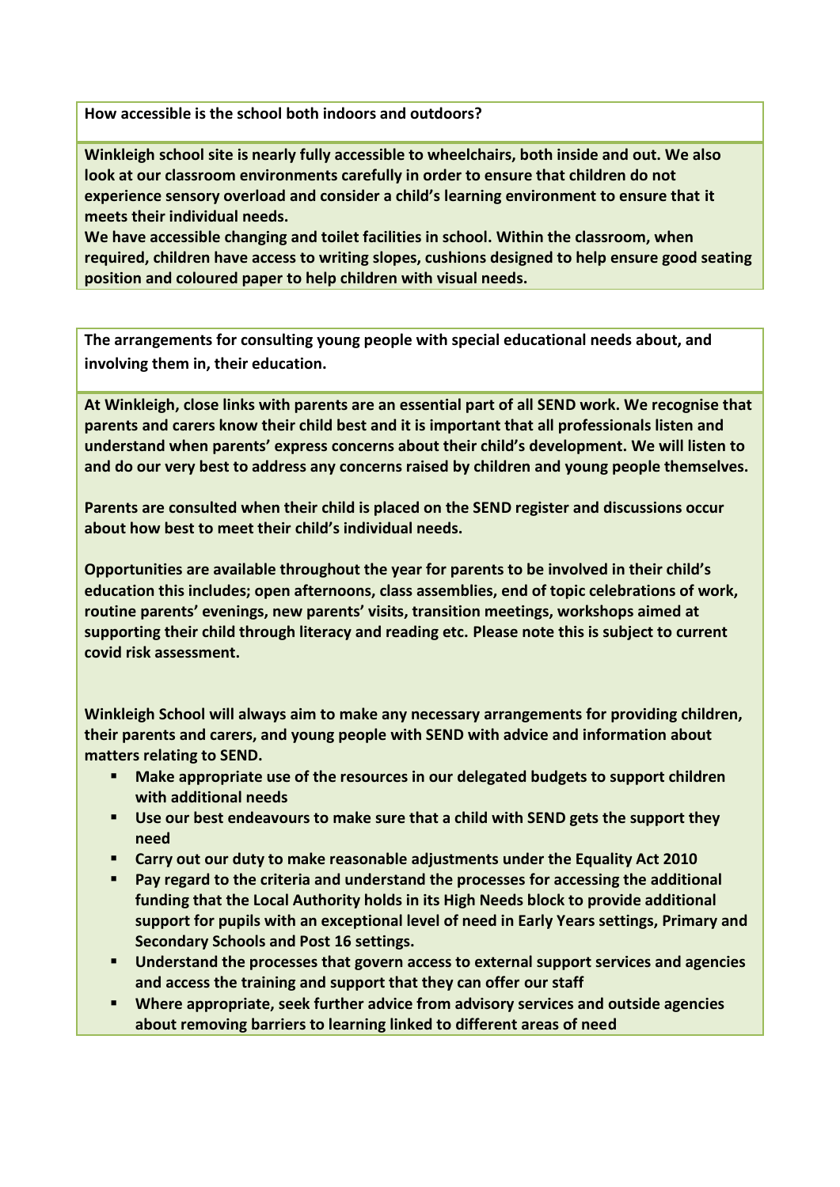**How accessible is the school both indoors and outdoors?**

**Winkleigh school site is nearly fully accessible to wheelchairs, both inside and out. We also look at our classroom environments carefully in order to ensure that children do not experience sensory overload and consider a child's learning environment to ensure that it meets their individual needs.**
**We have accessible changing and toilet facilities in school. Within the classroom, when required, children have access to writing slopes, cushions designed to help ensure good seating position and coloured paper to help children with visual needs.**

**The arrangements for consulting young people with special educational needs about, and involving them in, their education.**

**At Winkleigh, close links with parents are an essential part of all SEND work. We recognise that parents and carers know their child best and it is important that all professionals listen and understand when parents' express concerns about their child's development. We will listen to and do our very best to address any concerns raised by children and young people themselves.**

**Parents are consulted when their child is placed on the SEND register and discussions occur about how best to meet their child's individual needs.**

**Opportunities are available throughout the year for parents to be involved in their child's education this includes; open afternoons, class assemblies, end of topic celebrations of work, routine parents' evenings, new parents' visits, transition meetings, workshops aimed at supporting their child through literacy and reading etc. Please note this is subject to current covid risk assessment.**

**Winkleigh School will always aim to make any necessary arrangements for providing children, their parents and carers, and young people with SEND with advice and information about matters relating to SEND.**

- **Make appropriate use of the resources in our delegated budgets to support children with additional needs**
- **Use our best endeavours to make sure that a child with SEND gets the support they need**
- **Carry out our duty to make reasonable adjustments under the Equality Act 2010**
- **Pay regard to the criteria and understand the processes for accessing the additional funding that the Local Authority holds in its High Needs block to provide additional support for pupils with an exceptional level of need in Early Years settings, Primary and Secondary Schools and Post 16 settings.**
- **Understand the processes that govern access to external support services and agencies and access the training and support that they can offer our staff**
- **Where appropriate, seek further advice from advisory services and outside agencies about removing barriers to learning linked to different areas of need**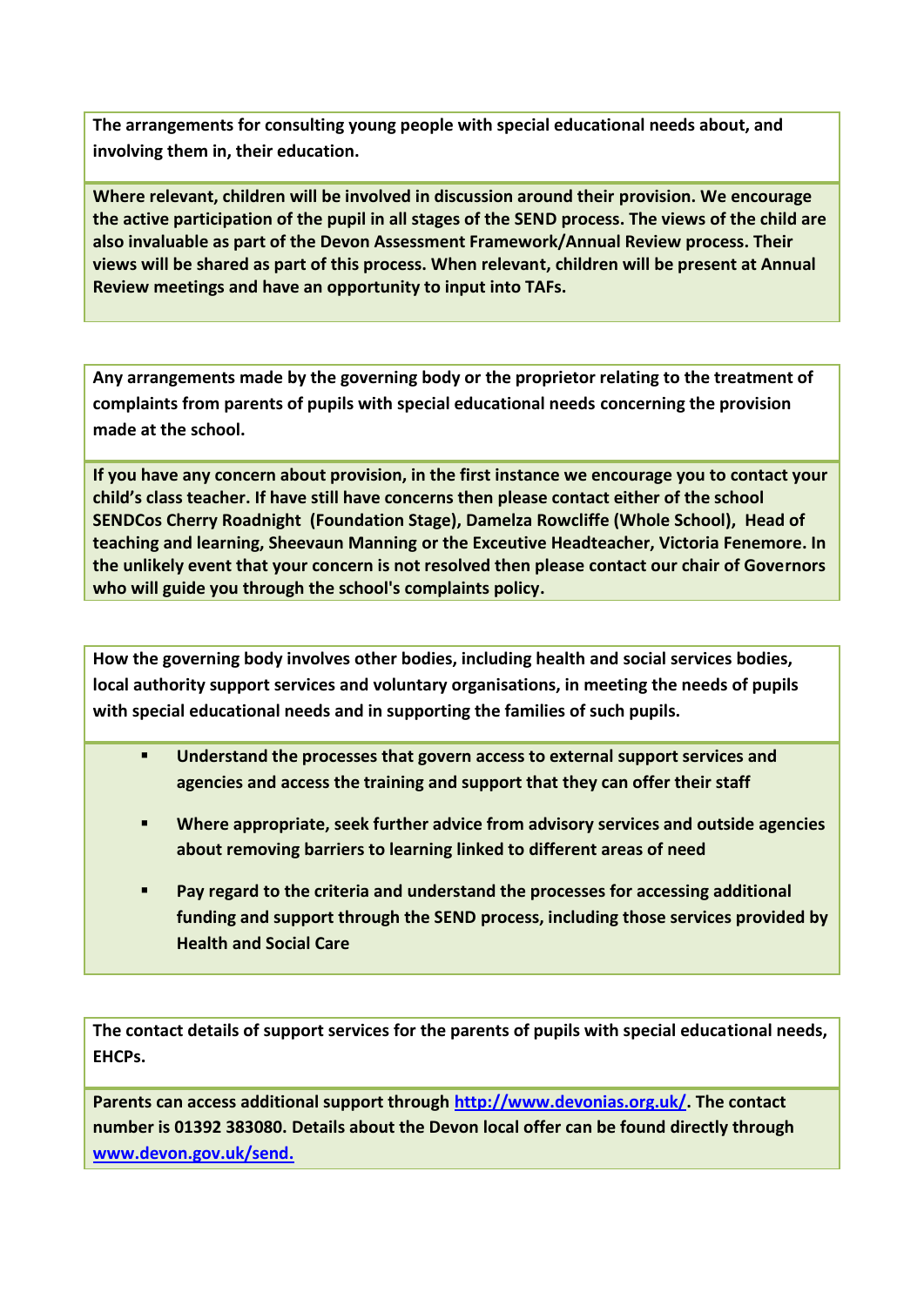**The arrangements for consulting young people with special educational needs about, and involving them in, their education.**

**Where relevant, children will be involved in discussion around their provision. We encourage the active participation of the pupil in all stages of the SEND process. The views of the child are also invaluable as part of the Devon Assessment Framework/Annual Review process. Their views will be shared as part of this process. When relevant, children will be present at Annual Review meetings and have an opportunity to input into TAFs.**

**Any arrangements made by the governing body or the proprietor relating to the treatment of complaints from parents of pupils with special educational needs concerning the provision made at the school.**

**If you have any concern about provision, in the first instance we encourage you to contact your child's class teacher. If have still have concerns then please contact either of the school SENDCos Cherry Roadnight (Foundation Stage), Damelza Rowcliffe (Whole School), Head of teaching and learning, Sheevaun Manning or the Exceutive Headteacher, Victoria Fenemore. In the unlikely event that your concern is not resolved then please contact our chair of Governors who will guide you through the school's complaints policy.**

**How the governing body involves other bodies, including health and social services bodies, local authority support services and voluntary organisations, in meeting the needs of pupils with special educational needs and in supporting the families of such pupils.**

- **Understand the processes that govern access to external support services and agencies and access the training and support that they can offer their staff**
- **Where appropriate, seek further advice from advisory services and outside agencies about removing barriers to learning linked to different areas of need**
- **Pay regard to the criteria and understand the processes for accessing additional funding and support through the SEND process, including those services provided by Health and Social Care**

**The contact details of support services for the parents of pupils with special educational needs, EHCPs.**

**Parents can access additional support through [http://www.devonias.org.uk/](http://www.devonias.org.uk/). The contact number is 01392 383080. Details about the Devon local offer can be found directly through [www.devon.gov.uk/send.](http://www.devon.gov.uk/send)**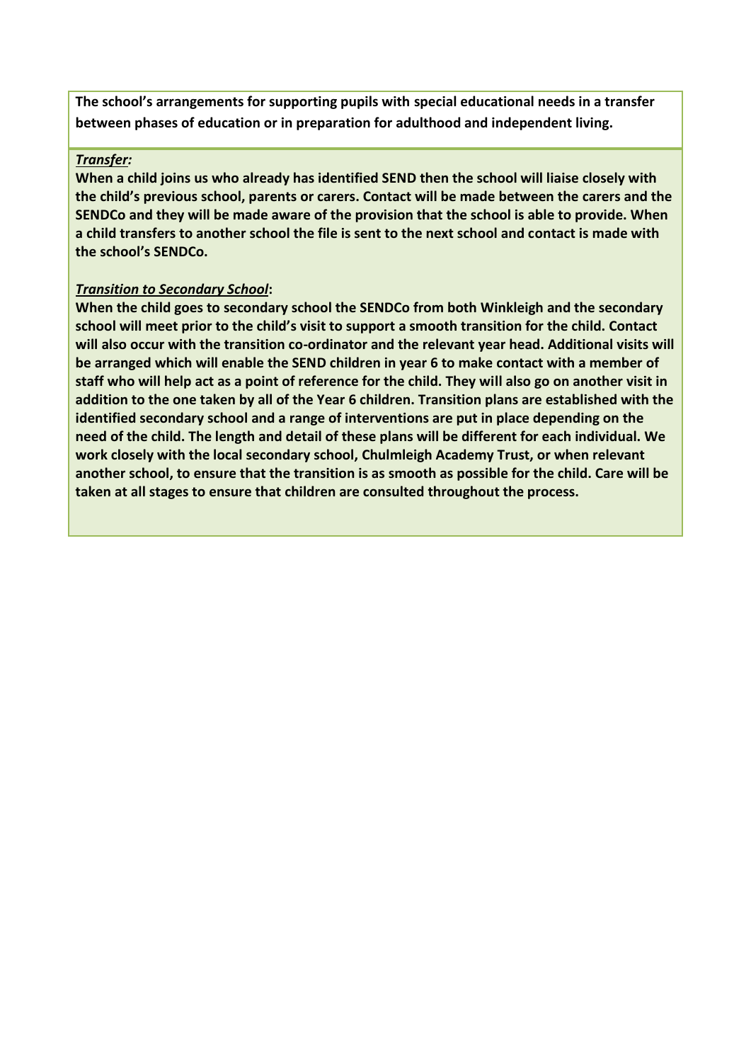**The school's arrangements for supporting pupils with special educational needs in a transfer between phases of education or in preparation for adulthood and independent living.**

***Transfer:***

**When a child joins us who already has identified SEND then the school will liaise closely with the child's previous school, parents or carers. Contact will be made between the carers and the SENDCo and they will be made aware of the provision that the school is able to provide. When a child transfers to another school the file is sent to the next school and contact is made with the school's SENDCo.**

***Transition to Secondary School*:**

**When the child goes to secondary school the SENDCo from both Winkleigh and the secondary school will meet prior to the child's visit to support a smooth transition for the child. Contact will also occur with the transition co-ordinator and the relevant year head. Additional visits will be arranged which will enable the SEND children in year 6 to make contact with a member of staff who will help act as a point of reference for the child. They will also go on another visit in addition to the one taken by all of the Year 6 children. Transition plans are established with the identified secondary school and a range of interventions are put in place depending on the need of the child. The length and detail of these plans will be different for each individual. We work closely with the local secondary school, Chulmleigh Academy Trust, or when relevant another school, to ensure that the transition is as smooth as possible for the child. Care will be taken at all stages to ensure that children are consulted throughout the process.**